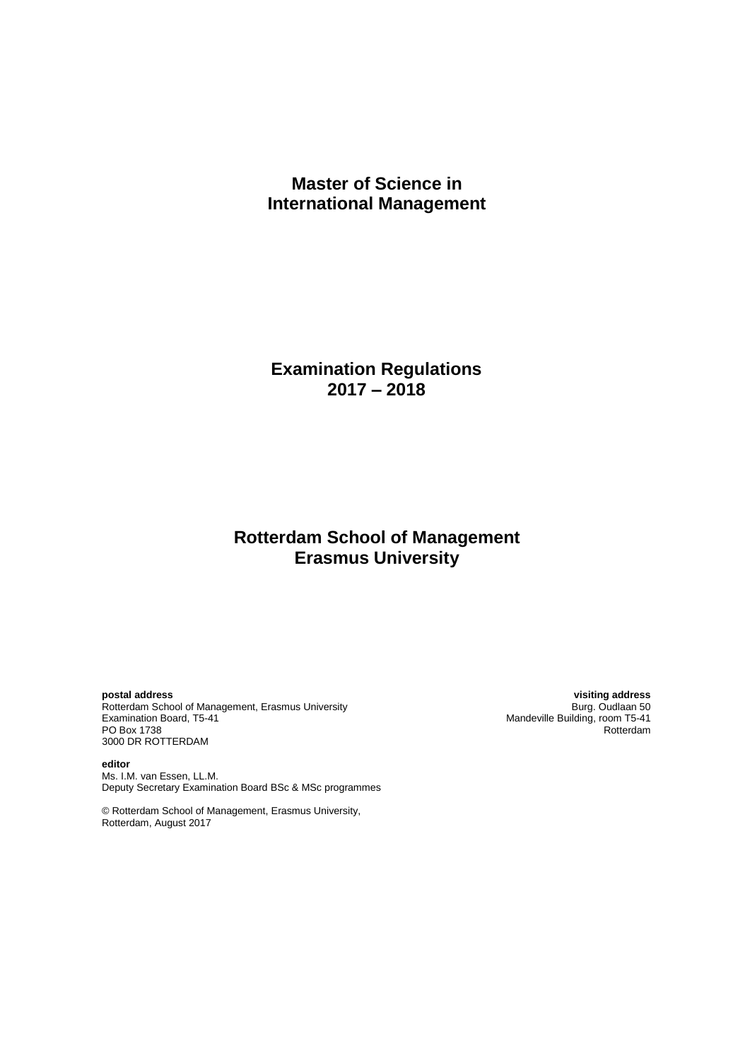# Master of Science in International Management

# Examination Regulations 2017 – 2018

# Rotterdam School of Management Erasmus University

**postal address**
Rotterdam School of Management, Erasmus University
Examination Board, T5-41
PO Box 1738
3000 DR ROTTERDAM

**visiting address**
Burg. Oudlaan 50
Mandeville Building, room T5-41
Rotterdam

**editor**
Ms. I.M. van Essen, LL.M.
Deputy Secretary Examination Board BSc & MSc programmes

© Rotterdam School of Management, Erasmus University,
Rotterdam, August 2017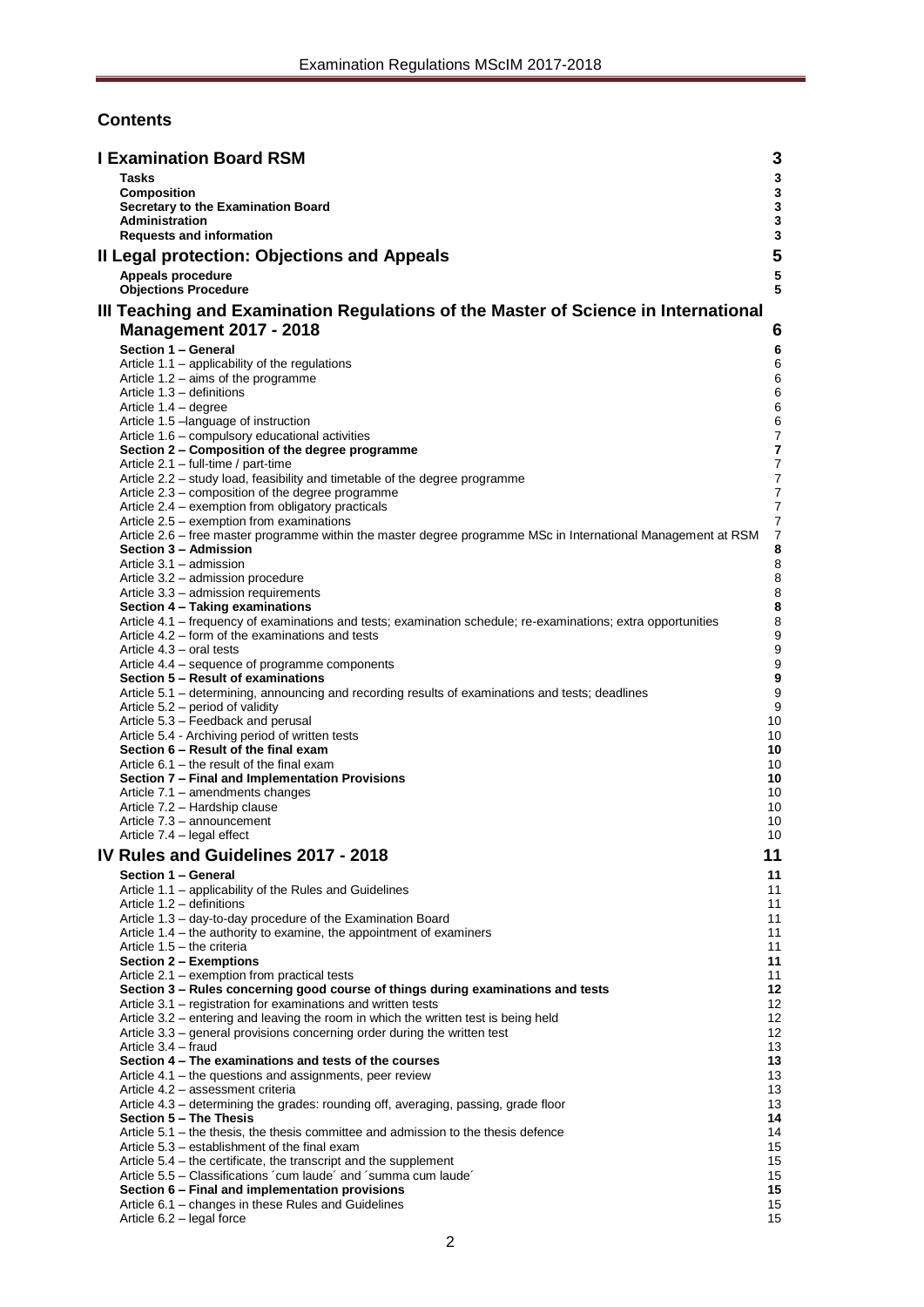## Contents

**I Examination Board RSM** 3

**Tasks** 3
**Composition** 3
**Secretary to the Examination Board** 3
**Administration** 3
**Requests and information** 3

**II Legal protection: Objections and Appeals** 5

**Appeals procedure** 5
**Objections Procedure** 5

**III Teaching and Examination Regulations of the Master of Science in International Management 2017 - 2018** 6

**Section 1 – General** 6
Article 1.1 – applicability of the regulations 6
Article 1.2 – aims of the programme 6
Article 1.3 – definitions 6
Article 1.4 – degree 6
Article 1.5 –language of instruction 6
Article 1.6 – compulsory educational activities 7
**Section 2 – Composition of the degree programme** 7
Article 2.1 – full-time / part-time 7
Article 2.2 – study load, feasibility and timetable of the degree programme 7
Article 2.3 – composition of the degree programme 7
Article 2.4 – exemption from obligatory practicals 7
Article 2.5 – exemption from examinations 7
Article 2.6 – free master programme within the master degree programme MSc in International Management at RSM 7
**Section 3 – Admission** 8
Article 3.1 – admission 8
Article 3.2 – admission procedure 8
Article 3.3 – admission requirements 8
**Section 4 – Taking examinations** 8
Article 4.1 – frequency of examinations and tests; examination schedule; re-examinations; extra opportunities 8
Article 4.2 – form of the examinations and tests 9
Article 4.3 – oral tests 9
Article 4.4 – sequence of programme components 9
**Section 5 – Result of examinations** 9
Article 5.1 – determining, announcing and recording results of examinations and tests; deadlines 9
Article 5.2 – period of validity 9
Article 5.3 – Feedback and perusal 10
Article 5.4 - Archiving period of written tests 10
**Section 6 – Result of the final exam** 10
Article 6.1 – the result of the final exam 10
**Section 7 – Final and Implementation Provisions** 10
Article 7.1 – amendments changes 10
Article 7.2 – Hardship clause 10
Article 7.3 – announcement 10
Article 7.4 – legal effect 10

**IV Rules and Guidelines 2017 - 2018** 11

**Section 1 – General** 11
Article 1.1 – applicability of the Rules and Guidelines 11
Article 1.2 – definitions 11
Article 1.3 – day-to-day procedure of the Examination Board 11
Article 1.4 – the authority to examine, the appointment of examiners 11
Article 1.5 – the criteria 11
**Section 2 – Exemptions** 11
Article 2.1 – exemption from practical tests 11
**Section 3 – Rules concerning good course of things during examinations and tests** 12
Article 3.1 – registration for examinations and written tests 12
Article 3.2 – entering and leaving the room in which the written test is being held 12
Article 3.3 – general provisions concerning order during the written test 12
Article 3.4 – fraud 13
**Section 4 – The examinations and tests of the courses** 13
Article 4.1 – the questions and assignments, peer review 13
Article 4.2 – assessment criteria 13
Article 4.3 – determining the grades: rounding off, averaging, passing, grade floor 13
**Section 5 – The Thesis** 14
Article 5.1 – the thesis, the thesis committee and admission to the thesis defence 14
Article 5.3 – establishment of the final exam 15
Article 5.4 – the certificate, the transcript and the supplement 15
Article 5.5 – Classifications ´cum laude´ and ´summa cum laude´ 15
**Section 6 – Final and implementation provisions** 15
Article 6.1 – changes in these Rules and Guidelines 15
Article 6.2 – legal force 15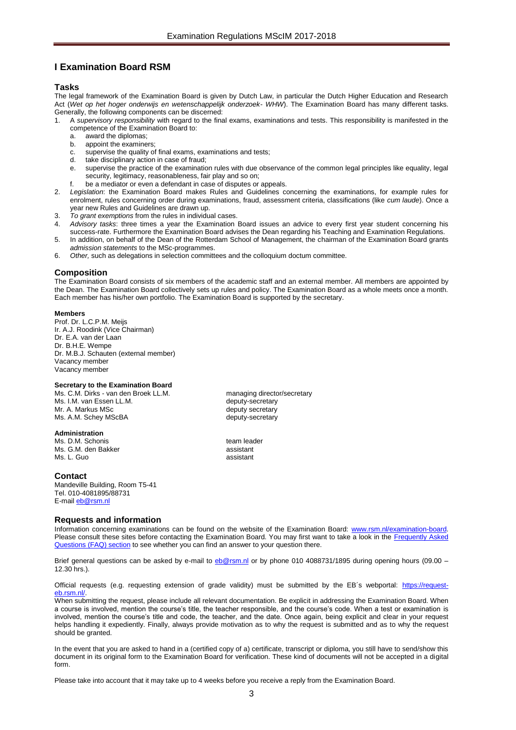# I Examination Board RSM

## Tasks

The legal framework of the Examination Board is given by Dutch Law, in particular the Dutch Higher Education and Research Act (*Wet op het hoger onderwijs en wetenschappelijk onderzoek- WHW*). The Examination Board has many different tasks. Generally, the following components can be discerned:

1. A *supervisory responsibility* with regard to the final exams, examinations and tests. This responsibility is manifested in the competence of the Examination Board to:
   a. award the diplomas;
   b. appoint the examiners;
   c. supervise the quality of final exams, examinations and tests;
   d. take disciplinary action in case of fraud;
   e. supervise the practice of the examination rules with due observance of the common legal principles like equality, legal security, legitimacy, reasonableness, fair play and so on;
   f. be a mediator or even a defendant in case of disputes or appeals.
2. *Legislation*: the Examination Board makes Rules and Guidelines concerning the examinations, for example rules for enrolment, rules concerning order during examinations, fraud, assessment criteria, classifications (like *cum laude*). Once a year new Rules and Guidelines are drawn up.
3. *To grant exemptions* from the rules in individual cases.
4. *Advisory tasks*: three times a year the Examination Board issues an advice to every first year student concerning his success-rate. Furthermore the Examination Board advises the Dean regarding his Teaching and Examination Regulations.
5. In addition, on behalf of the Dean of the Rotterdam School of Management, the chairman of the Examination Board grants *admission statements* to the MSc-programmes.
6. *Other,* such as delegations in selection committees and the colloquium doctum committee.

## Composition

The Examination Board consists of six members of the academic staff and an external member. All members are appointed by the Dean. The Examination Board collectively sets up rules and policy. The Examination Board as a whole meets once a month. Each member has his/her own portfolio. The Examination Board is supported by the secretary.

**Members**

Prof. Dr. L.C.P.M. Meijs
Ir. A.J. Roodink (Vice Chairman)
Dr. E.A. van der Laan
Dr. B.H.E. Wempe
Dr. M.B.J. Schauten (external member)
Vacancy member
Vacancy member

**Secretary to the Examination Board**

| | |
|---|---|
| Ms. C.M. Dirks - van den Broek LL.M. | managing director/secretary |
| Ms. I.M. van Essen LL.M. | deputy-secretary |
| Mr. A. Markus MSc | deputy secretary |
| Ms. A.M. Schey MScBA | deputy-secretary |

**Administration**

| | |
|---|---|
| Ms. D.M. Schonis | team leader |
| Ms. G.M. den Bakker | assistant |
| Ms. L. Guo | assistant |

## Contact

Mandeville Building, Room T5-41
Tel. 010-4081895/88731
E-mail eb@rsm.nl

## Requests and information

Information concerning examinations can be found on the website of the Examination Board: www.rsm.nl/examination-board. Please consult these sites before contacting the Examination Board. You may first want to take a look in the Frequently Asked Questions (FAQ) section to see whether you can find an answer to your question there.

Brief general questions can be asked by e-mail to eb@rsm.nl or by phone 010 4088731/1895 during opening hours (09.00 – 12.30 hrs.).

Official requests (e.g. requesting extension of grade validity) must be submitted by the EB´s webportal: https://request-eb.rsm.nl/.

When submitting the request, please include all relevant documentation. Be explicit in addressing the Examination Board. When a course is involved, mention the course's title, the teacher responsible, and the course's code. When a test or examination is involved, mention the course's title and code, the teacher, and the date. Once again, being explicit and clear in your request helps handling it expediently. Finally, always provide motivation as to why the request is submitted and as to why the request should be granted.

In the event that you are asked to hand in a (certified copy of a) certificate, transcript or diploma, you still have to send/show this document in its original form to the Examination Board for verification. These kind of documents will not be accepted in a digital form.

Please take into account that it may take up to 4 weeks before you receive a reply from the Examination Board.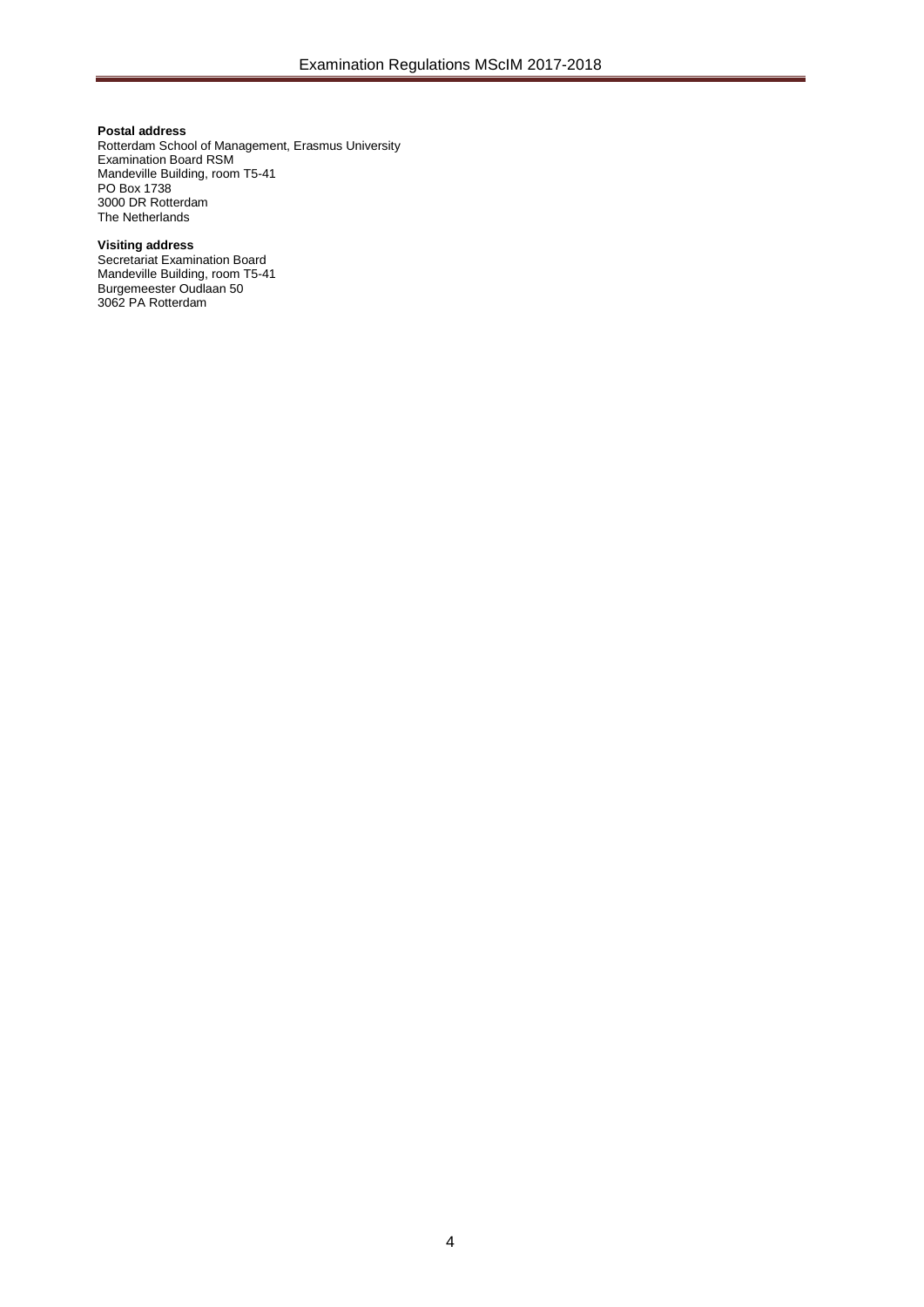**Postal address**
Rotterdam School of Management, Erasmus University
Examination Board RSM
Mandeville Building, room T5-41
PO Box 1738
3000 DR Rotterdam
The Netherlands

**Visiting address**
Secretariat Examination Board
Mandeville Building, room T5-41
Burgemeester Oudlaan 50
3062 PA Rotterdam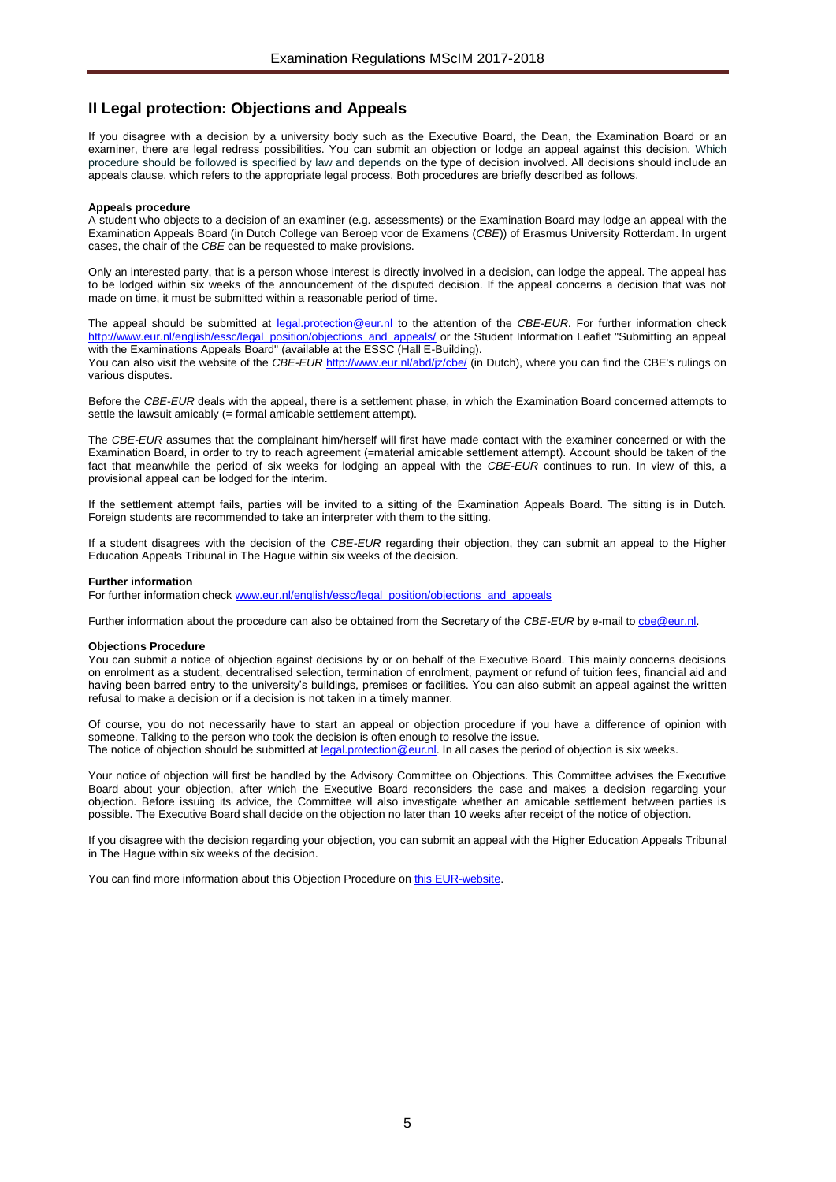## II Legal protection: Objections and Appeals

If you disagree with a decision by a university body such as the Executive Board, the Dean, the Examination Board or an examiner, there are legal redress possibilities. You can submit an objection or lodge an appeal against this decision. Which procedure should be followed is specified by law and depends on the type of decision involved. All decisions should include an appeals clause, which refers to the appropriate legal process. Both procedures are briefly described as follows.

**Appeals procedure**

A student who objects to a decision of an examiner (e.g. assessments) or the Examination Board may lodge an appeal with the Examination Appeals Board (in Dutch College van Beroep voor de Examens (*CBE*)) of Erasmus University Rotterdam. In urgent cases, the chair of the *CBE* can be requested to make provisions.

Only an interested party, that is a person whose interest is directly involved in a decision, can lodge the appeal. The appeal has to be lodged within six weeks of the announcement of the disputed decision. If the appeal concerns a decision that was not made on time, it must be submitted within a reasonable period of time.

The appeal should be submitted at [legal.protection@eur.nl](mailto:legal.protection@eur.nl) to the attention of the *CBE-EUR*. For further information check [http://www.eur.nl/english/essc/legal_position/objections_and_appeals/](http://www.eur.nl/english/essc/legal_position/objections_and_appeals/) or the Student Information Leaflet "Submitting an appeal with the Examinations Appeals Board" (available at the ESSC (Hall E-Building).
You can also visit the website of the *CBE-EUR* [http://www.eur.nl/abd/jz/cbe/](http://www.eur.nl/abd/jz/cbe/) (in Dutch), where you can find the CBE's rulings on various disputes.

Before the *CBE-EUR* deals with the appeal, there is a settlement phase, in which the Examination Board concerned attempts to settle the lawsuit amicably (= formal amicable settlement attempt).

The *CBE-EUR* assumes that the complainant him/herself will first have made contact with the examiner concerned or with the Examination Board, in order to try to reach agreement (=material amicable settlement attempt). Account should be taken of the fact that meanwhile the period of six weeks for lodging an appeal with the *CBE-EUR* continues to run. In view of this, a provisional appeal can be lodged for the interim.

If the settlement attempt fails, parties will be invited to a sitting of the Examination Appeals Board. The sitting is in Dutch. Foreign students are recommended to take an interpreter with them to the sitting.

If a student disagrees with the decision of the *CBE-EUR* regarding their objection, they can submit an appeal to the Higher Education Appeals Tribunal in The Hague within six weeks of the decision.

**Further information**

For further information check [www.eur.nl/english/essc/legal_position/objections_and_appeals](http://www.eur.nl/english/essc/legal_position/objections_and_appeals)

Further information about the procedure can also be obtained from the Secretary of the *CBE-EUR* by e-mail to [cbe@eur.nl](mailto:cbe@eur.nl).

**Objections Procedure**

You can submit a notice of objection against decisions by or on behalf of the Executive Board. This mainly concerns decisions on enrolment as a student, decentralised selection, termination of enrolment, payment or refund of tuition fees, financial aid and having been barred entry to the university's buildings, premises or facilities. You can also submit an appeal against the written refusal to make a decision or if a decision is not taken in a timely manner.

Of course, you do not necessarily have to start an appeal or objection procedure if you have a difference of opinion with someone. Talking to the person who took the decision is often enough to resolve the issue.
The notice of objection should be submitted at [legal.protection@eur.nl](mailto:legal.protection@eur.nl). In all cases the period of objection is six weeks.

Your notice of objection will first be handled by the Advisory Committee on Objections. This Committee advises the Executive Board about your objection, after which the Executive Board reconsiders the case and makes a decision regarding your objection. Before issuing its advice, the Committee will also investigate whether an amicable settlement between parties is possible. The Executive Board shall decide on the objection no later than 10 weeks after receipt of the notice of objection.

If you disagree with the decision regarding your objection, you can submit an appeal with the Higher Education Appeals Tribunal in The Hague within six weeks of the decision.

You can find more information about this Objection Procedure on this EUR-website.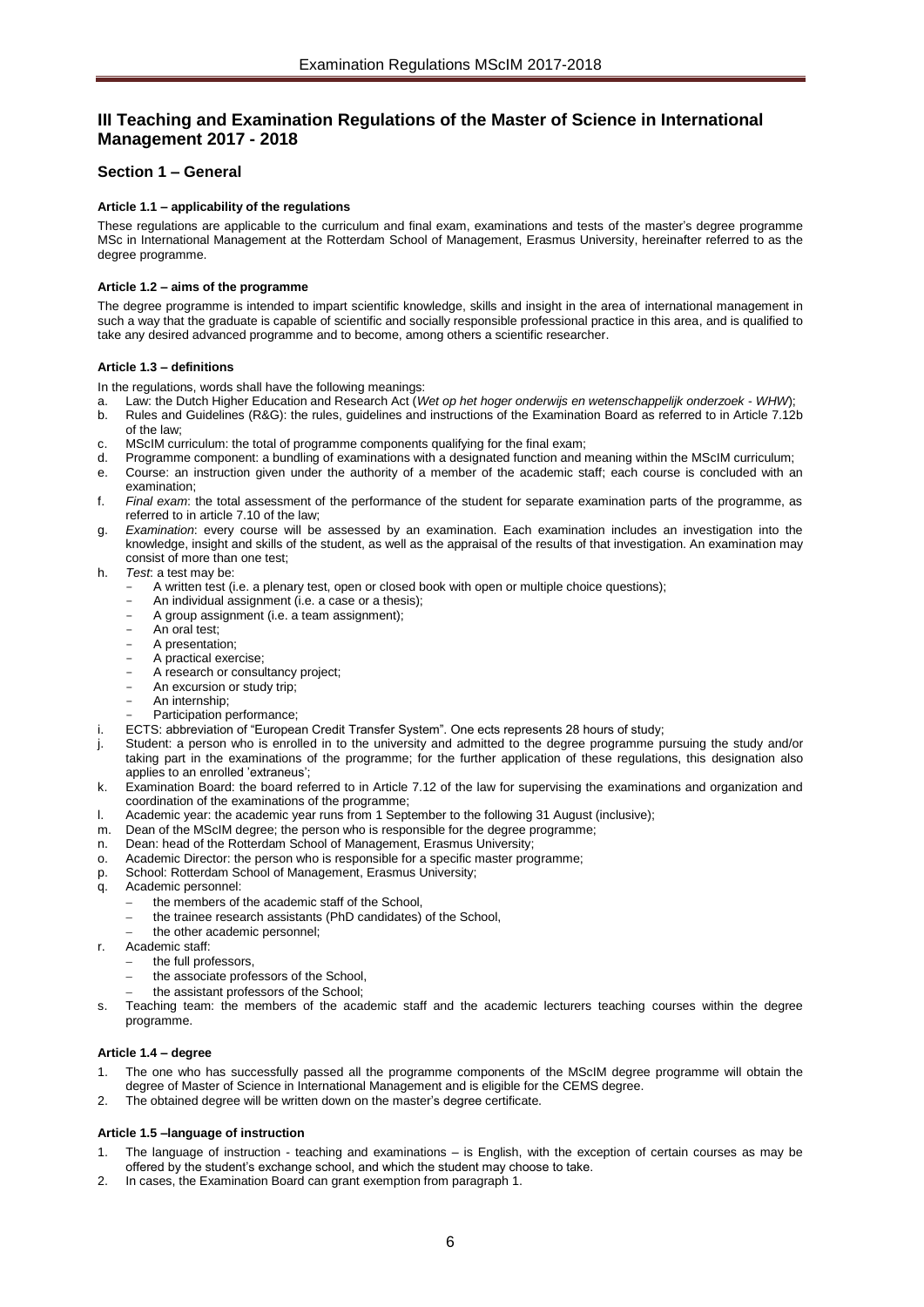## III Teaching and Examination Regulations of the Master of Science in International Management 2017 - 2018

### Section 1 – General

#### Article 1.1 – applicability of the regulations

These regulations are applicable to the curriculum and final exam, examinations and tests of the master's degree programme MSc in International Management at the Rotterdam School of Management, Erasmus University, hereinafter referred to as the degree programme.

#### Article 1.2 – aims of the programme

The degree programme is intended to impart scientific knowledge, skills and insight in the area of international management in such a way that the graduate is capable of scientific and socially responsible professional practice in this area, and is qualified to take any desired advanced programme and to become, among others a scientific researcher.

#### Article 1.3 – definitions

In the regulations, words shall have the following meanings:

a. Law: the Dutch Higher Education and Research Act (*Wet op het hoger onderwijs en wetenschappelijk onderzoek - WHW*);
b. Rules and Guidelines (R&G): the rules, guidelines and instructions of the Examination Board as referred to in Article 7.12b of the law;
c. MScIM curriculum: the total of programme components qualifying for the final exam;
d. Programme component: a bundling of examinations with a designated function and meaning within the MScIM curriculum;
e. Course: an instruction given under the authority of a member of the academic staff; each course is concluded with an examination;
f. *Final exam*: the total assessment of the performance of the student for separate examination parts of the programme, as referred to in article 7.10 of the law;
g. *Examination*: every course will be assessed by an examination. Each examination includes an investigation into the knowledge, insight and skills of the student, as well as the appraisal of the results of that investigation. An examination may consist of more than one test;
h. *Test*: a test may be:
   - A written test (i.e. a plenary test, open or closed book with open or multiple choice questions);
   - An individual assignment (i.e. a case or a thesis);
   - A group assignment (i.e. a team assignment);
   - An oral test;
   - A presentation;
   - A practical exercise;
   - A research or consultancy project;
   - An excursion or study trip;
   - An internship;
   - Participation performance;
i. ECTS: abbreviation of "European Credit Transfer System". One ects represents 28 hours of study;
j. Student: a person who is enrolled in to the university and admitted to the degree programme pursuing the study and/or taking part in the examinations of the programme; for the further application of these regulations, this designation also applies to an enrolled 'extraneus';
k. Examination Board: the board referred to in Article 7.12 of the law for supervising the examinations and organization and coordination of the examinations of the programme;
l. Academic year: the academic year runs from 1 September to the following 31 August (inclusive);
m. Dean of the MScIM degree; the person who is responsible for the degree programme;
n. Dean: head of the Rotterdam School of Management, Erasmus University;
o. Academic Director: the person who is responsible for a specific master programme;
p. School: Rotterdam School of Management, Erasmus University;
q. Academic personnel:
   - the members of the academic staff of the School,
   - the trainee research assistants (PhD candidates) of the School,
   - the other academic personnel;
r. Academic staff:
   - the full professors,
   - the associate professors of the School,
   - the assistant professors of the School;
s. Teaching team: the members of the academic staff and the academic lecturers teaching courses within the degree programme.

#### Article 1.4 – degree

1. The one who has successfully passed all the programme components of the MScIM degree programme will obtain the degree of Master of Science in International Management and is eligible for the CEMS degree.
2. The obtained degree will be written down on the master's degree certificate.

#### Article 1.5 –language of instruction

1. The language of instruction - teaching and examinations – is English, with the exception of certain courses as may be offered by the student's exchange school, and which the student may choose to take.
2. In cases, the Examination Board can grant exemption from paragraph 1.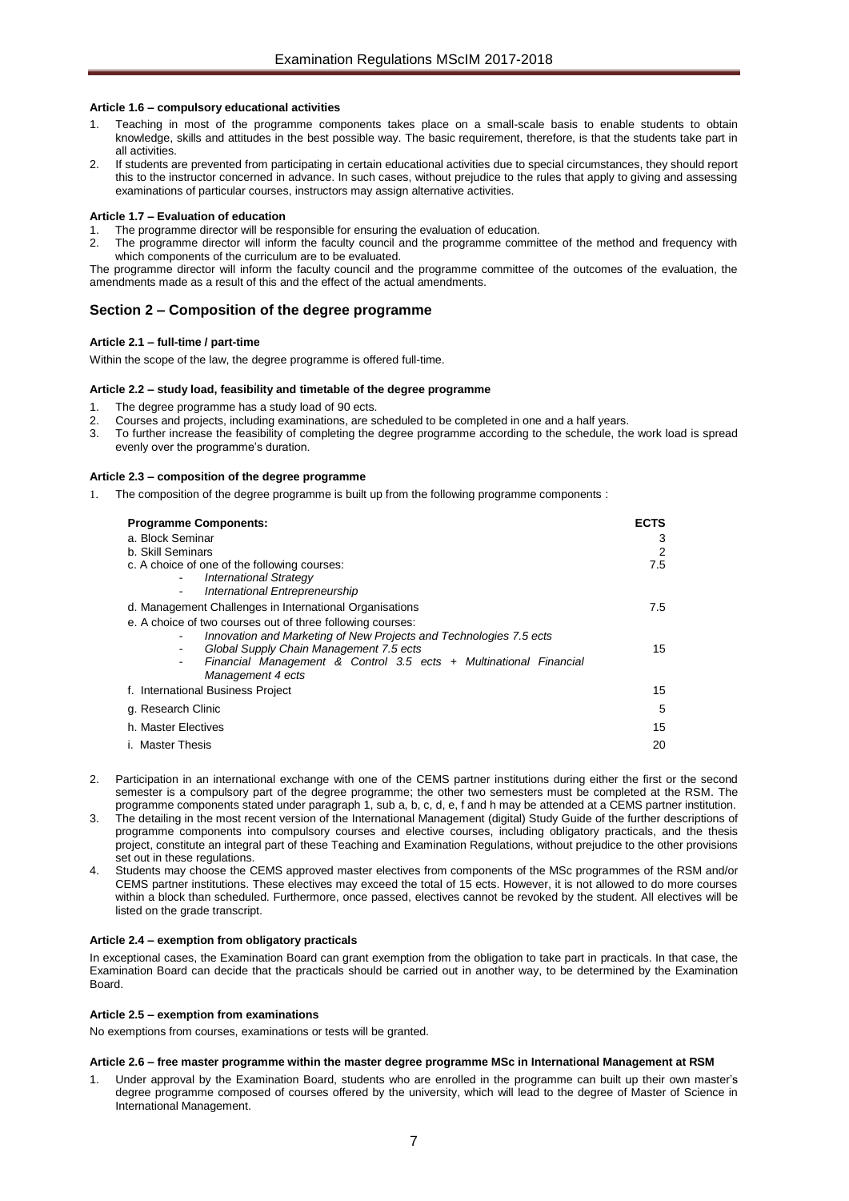#### Article 1.6 – compulsory educational activities

1. Teaching in most of the programme components takes place on a small-scale basis to enable students to obtain knowledge, skills and attitudes in the best possible way. The basic requirement, therefore, is that the students take part in all activities.
2. If students are prevented from participating in certain educational activities due to special circumstances, they should report this to the instructor concerned in advance. In such cases, without prejudice to the rules that apply to giving and assessing examinations of particular courses, instructors may assign alternative activities.

#### Article 1.7 – Evaluation of education

1. The programme director will be responsible for ensuring the evaluation of education.
2. The programme director will inform the faculty council and the programme committee of the method and frequency with which components of the curriculum are to be evaluated.

The programme director will inform the faculty council and the programme committee of the outcomes of the evaluation, the amendments made as a result of this and the effect of the actual amendments.

## Section 2 – Composition of the degree programme

#### Article 2.1 – full-time / part-time

Within the scope of the law, the degree programme is offered full-time.

#### Article 2.2 – study load, feasibility and timetable of the degree programme

1. The degree programme has a study load of 90 ects.
2. Courses and projects, including examinations, are scheduled to be completed in one and a half years.
3. To further increase the feasibility of completing the degree programme according to the schedule, the work load is spread evenly over the programme's duration.

#### Article 2.3 – composition of the degree programme

1. The composition of the degree programme is built up from the following programme components :

| Programme Components: | ECTS |
|---|---|
| a. Block Seminar | 3 |
| b. Skill Seminars | 2 |
| c. A choice of one of the following courses:<br>- *International Strategy*<br>- *International Entrepreneurship* | 7.5 |
| d. Management Challenges in International Organisations | 7.5 |
| e. A choice of two courses out of three following courses:<br>- *Innovation and Marketing of New Projects and Technologies 7.5 ects*<br>- *Global Supply Chain Management 7.5 ects*<br>- *Financial Management & Control 3.5 ects + Multinational Financial Management 4 ects* | 15 |
| f. International Business Project | 15 |
| g. Research Clinic | 5 |
| h. Master Electives | 15 |
| i. Master Thesis | 20 |

2. Participation in an international exchange with one of the CEMS partner institutions during either the first or the second semester is a compulsory part of the degree programme; the other two semesters must be completed at the RSM. The programme components stated under paragraph 1, sub a, b, c, d, e, f and h may be attended at a CEMS partner institution.
3. The detailing in the most recent version of the International Management (digital) Study Guide of the further descriptions of programme components into compulsory courses and elective courses, including obligatory practicals, and the thesis project, constitute an integral part of these Teaching and Examination Regulations, without prejudice to the other provisions set out in these regulations.
4. Students may choose the CEMS approved master electives from components of the MSc programmes of the RSM and/or CEMS partner institutions. These electives may exceed the total of 15 ects. However, it is not allowed to do more courses within a block than scheduled. Furthermore, once passed, electives cannot be revoked by the student. All electives will be listed on the grade transcript.

#### Article 2.4 – exemption from obligatory practicals

In exceptional cases, the Examination Board can grant exemption from the obligation to take part in practicals. In that case, the Examination Board can decide that the practicals should be carried out in another way, to be determined by the Examination Board.

#### Article 2.5 – exemption from examinations

No exemptions from courses, examinations or tests will be granted.

#### Article 2.6 – free master programme within the master degree programme MSc in International Management at RSM

1. Under approval by the Examination Board, students who are enrolled in the programme can built up their own master's degree programme composed of courses offered by the university, which will lead to the degree of Master of Science in International Management.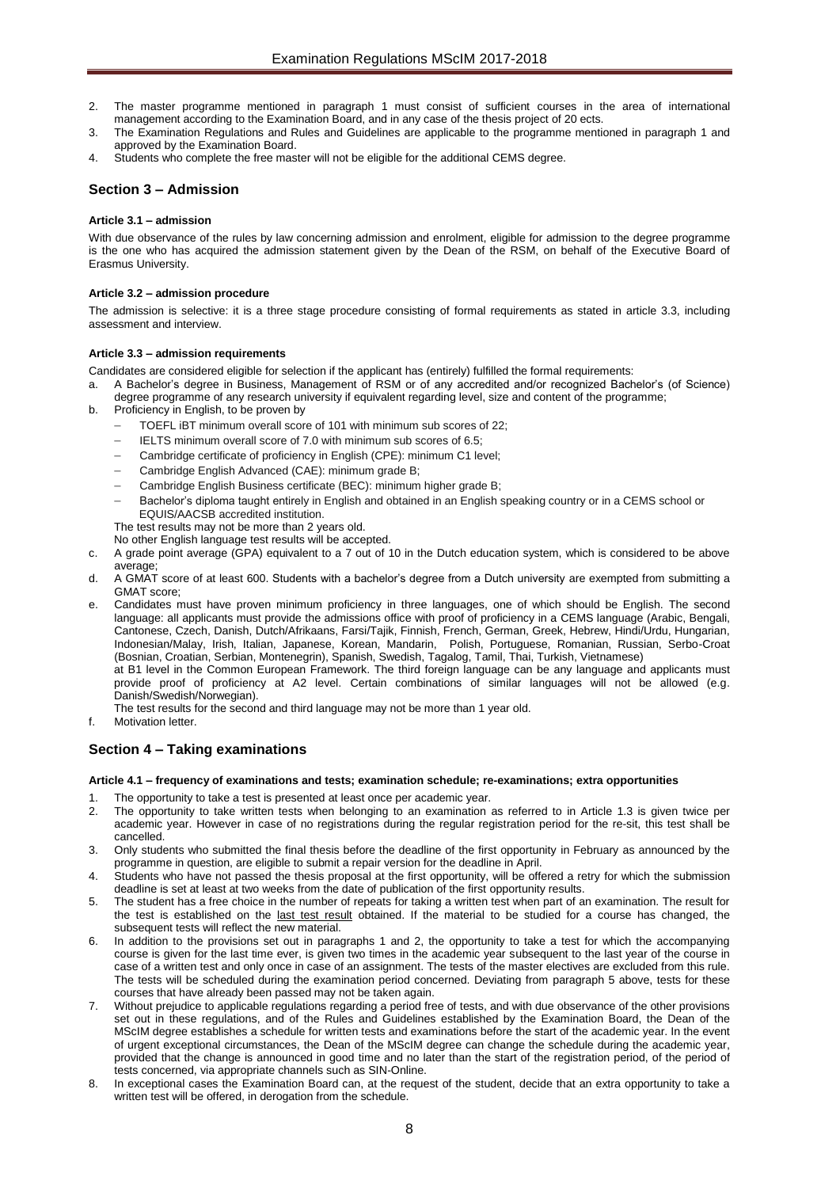2. The master programme mentioned in paragraph 1 must consist of sufficient courses in the area of international management according to the Examination Board, and in any case of the thesis project of 20 ects.
3. The Examination Regulations and Rules and Guidelines are applicable to the programme mentioned in paragraph 1 and approved by the Examination Board.
4. Students who complete the free master will not be eligible for the additional CEMS degree.

## Section 3 – Admission

#### Article 3.1 – admission

With due observance of the rules by law concerning admission and enrolment, eligible for admission to the degree programme is the one who has acquired the admission statement given by the Dean of the RSM, on behalf of the Executive Board of Erasmus University.

#### Article 3.2 – admission procedure

The admission is selective: it is a three stage procedure consisting of formal requirements as stated in article 3.3, including assessment and interview.

#### Article 3.3 – admission requirements

Candidates are considered eligible for selection if the applicant has (entirely) fulfilled the formal requirements:

a. A Bachelor's degree in Business, Management of RSM or of any accredited and/or recognized Bachelor's (of Science) degree programme of any research university if equivalent regarding level, size and content of the programme;
b. Proficiency in English, to be proven by
   - TOEFL iBT minimum overall score of 101 with minimum sub scores of 22;
   - IELTS minimum overall score of 7.0 with minimum sub scores of 6.5;
   - Cambridge certificate of proficiency in English (CPE): minimum C1 level;
   - Cambridge English Advanced (CAE): minimum grade B;
   - Cambridge English Business certificate (BEC): minimum higher grade B;
   - Bachelor's diploma taught entirely in English and obtained in an English speaking country or in a CEMS school or EQUIS/AACSB accredited institution.

   The test results may not be more than 2 years old.
   No other English language test results will be accepted.
c. A grade point average (GPA) equivalent to a 7 out of 10 in the Dutch education system, which is considered to be above average;
d. A GMAT score of at least 600. Students with a bachelor's degree from a Dutch university are exempted from submitting a GMAT score;
e. Candidates must have proven minimum proficiency in three languages, one of which should be English. The second language: all applicants must provide the admissions office with proof of proficiency in a CEMS language (Arabic, Bengali, Cantonese, Czech, Danish, Dutch/Afrikaans, Farsi/Tajik, Finnish, French, German, Greek, Hebrew, Hindi/Urdu, Hungarian, Indonesian/Malay, Irish, Italian, Japanese, Korean, Mandarin, Polish, Portuguese, Romanian, Russian, Serbo-Croat (Bosnian, Croatian, Serbian, Montenegrin), Spanish, Swedish, Tagalog, Tamil, Thai, Turkish, Vietnamese) at B1 level in the Common European Framework. The third foreign language can be any language and applicants must provide proof of proficiency at A2 level. Certain combinations of similar languages will not be allowed (e.g. Danish/Swedish/Norwegian).

   The test results for the second and third language may not be more than 1 year old.
f. Motivation letter.

## Section 4 – Taking examinations

#### Article 4.1 – frequency of examinations and tests; examination schedule; re-examinations; extra opportunities

1. The opportunity to take a test is presented at least once per academic year.
2. The opportunity to take written tests when belonging to an examination as referred to in Article 1.3 is given twice per academic year. However in case of no registrations during the regular registration period for the re-sit, this test shall be cancelled.
3. Only students who submitted the final thesis before the deadline of the first opportunity in February as announced by the programme in question, are eligible to submit a repair version for the deadline in April.
4. Students who have not passed the thesis proposal at the first opportunity, will be offered a retry for which the submission deadline is set at least at two weeks from the date of publication of the first opportunity results.
5. The student has a free choice in the number of repeats for taking a written test when part of an examination. The result for the test is established on the last test result obtained. If the material to be studied for a course has changed, the subsequent tests will reflect the new material.
6. In addition to the provisions set out in paragraphs 1 and 2, the opportunity to take a test for which the accompanying course is given for the last time ever, is given two times in the academic year subsequent to the last year of the course in case of a written test and only once in case of an assignment. The tests of the master electives are excluded from this rule. The tests will be scheduled during the examination period concerned. Deviating from paragraph 5 above, tests for these courses that have already been passed may not be taken again.
7. Without prejudice to applicable regulations regarding a period free of tests, and with due observance of the other provisions set out in these regulations, and of the Rules and Guidelines established by the Examination Board, the Dean of the MScIM degree establishes a schedule for written tests and examinations before the start of the academic year. In the event of urgent exceptional circumstances, the Dean of the MScIM degree can change the schedule during the academic year, provided that the change is announced in good time and no later than the start of the registration period, of the period of tests concerned, via appropriate channels such as SIN-Online.
8. In exceptional cases the Examination Board can, at the request of the student, decide that an extra opportunity to take a written test will be offered, in derogation from the schedule.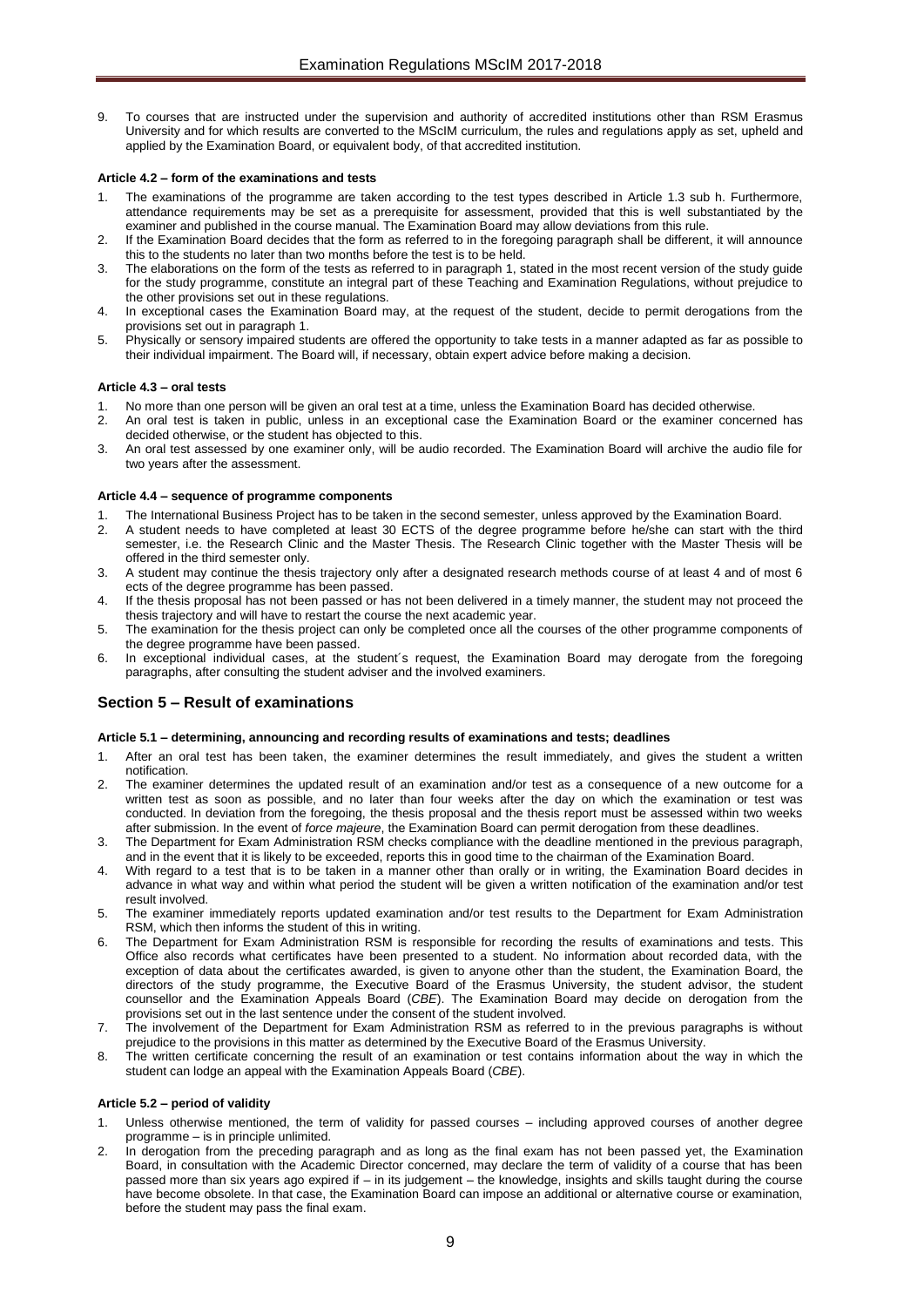9. To courses that are instructed under the supervision and authority of accredited institutions other than RSM Erasmus University and for which results are converted to the MScIM curriculum, the rules and regulations apply as set, upheld and applied by the Examination Board, or equivalent body, of that accredited institution.

#### Article 4.2 – form of the examinations and tests

1. The examinations of the programme are taken according to the test types described in Article 1.3 sub h. Furthermore, attendance requirements may be set as a prerequisite for assessment, provided that this is well substantiated by the examiner and published in the course manual. The Examination Board may allow deviations from this rule.
2. If the Examination Board decides that the form as referred to in the foregoing paragraph shall be different, it will announce this to the students no later than two months before the test is to be held.
3. The elaborations on the form of the tests as referred to in paragraph 1, stated in the most recent version of the study guide for the study programme, constitute an integral part of these Teaching and Examination Regulations, without prejudice to the other provisions set out in these regulations.
4. In exceptional cases the Examination Board may, at the request of the student, decide to permit derogations from the provisions set out in paragraph 1.
5. Physically or sensory impaired students are offered the opportunity to take tests in a manner adapted as far as possible to their individual impairment. The Board will, if necessary, obtain expert advice before making a decision.

#### Article 4.3 – oral tests

1. No more than one person will be given an oral test at a time, unless the Examination Board has decided otherwise.
2. An oral test is taken in public, unless in an exceptional case the Examination Board or the examiner concerned has decided otherwise, or the student has objected to this.
3. An oral test assessed by one examiner only, will be audio recorded. The Examination Board will archive the audio file for two years after the assessment.

#### Article 4.4 – sequence of programme components

1. The International Business Project has to be taken in the second semester, unless approved by the Examination Board.
2. A student needs to have completed at least 30 ECTS of the degree programme before he/she can start with the third semester, i.e. the Research Clinic and the Master Thesis. The Research Clinic together with the Master Thesis will be offered in the third semester only.
3. A student may continue the thesis trajectory only after a designated research methods course of at least 4 and of most 6 ects of the degree programme has been passed.
4. If the thesis proposal has not been passed or has not been delivered in a timely manner, the student may not proceed the thesis trajectory and will have to restart the course the next academic year.
5. The examination for the thesis project can only be completed once all the courses of the other programme components of the degree programme have been passed.
6. In exceptional individual cases, at the student´s request, the Examination Board may derogate from the foregoing paragraphs, after consulting the student adviser and the involved examiners.

## Section 5 – Result of examinations

#### Article 5.1 – determining, announcing and recording results of examinations and tests; deadlines

1. After an oral test has been taken, the examiner determines the result immediately, and gives the student a written notification.
2. The examiner determines the updated result of an examination and/or test as a consequence of a new outcome for a written test as soon as possible, and no later than four weeks after the day on which the examination or test was conducted. In deviation from the foregoing, the thesis proposal and the thesis report must be assessed within two weeks after submission. In the event of *force majeure*, the Examination Board can permit derogation from these deadlines.
3. The Department for Exam Administration RSM checks compliance with the deadline mentioned in the previous paragraph, and in the event that it is likely to be exceeded, reports this in good time to the chairman of the Examination Board.
4. With regard to a test that is to be taken in a manner other than orally or in writing, the Examination Board decides in advance in what way and within what period the student will be given a written notification of the examination and/or test result involved.
5. The examiner immediately reports updated examination and/or test results to the Department for Exam Administration RSM, which then informs the student of this in writing.
6. The Department for Exam Administration RSM is responsible for recording the results of examinations and tests. This Office also records what certificates have been presented to a student. No information about recorded data, with the exception of data about the certificates awarded, is given to anyone other than the student, the Examination Board, the directors of the study programme, the Executive Board of the Erasmus University, the student advisor, the student counsellor and the Examination Appeals Board (*CBE*). The Examination Board may decide on derogation from the provisions set out in the last sentence under the consent of the student involved.
7. The involvement of the Department for Exam Administration RSM as referred to in the previous paragraphs is without prejudice to the provisions in this matter as determined by the Executive Board of the Erasmus University.
8. The written certificate concerning the result of an examination or test contains information about the way in which the student can lodge an appeal with the Examination Appeals Board (*CBE*).

#### Article 5.2 – period of validity

1. Unless otherwise mentioned, the term of validity for passed courses – including approved courses of another degree programme – is in principle unlimited.
2. In derogation from the preceding paragraph and as long as the final exam has not been passed yet, the Examination Board, in consultation with the Academic Director concerned, may declare the term of validity of a course that has been passed more than six years ago expired if – in its judgement – the knowledge, insights and skills taught during the course have become obsolete. In that case, the Examination Board can impose an additional or alternative course or examination, before the student may pass the final exam.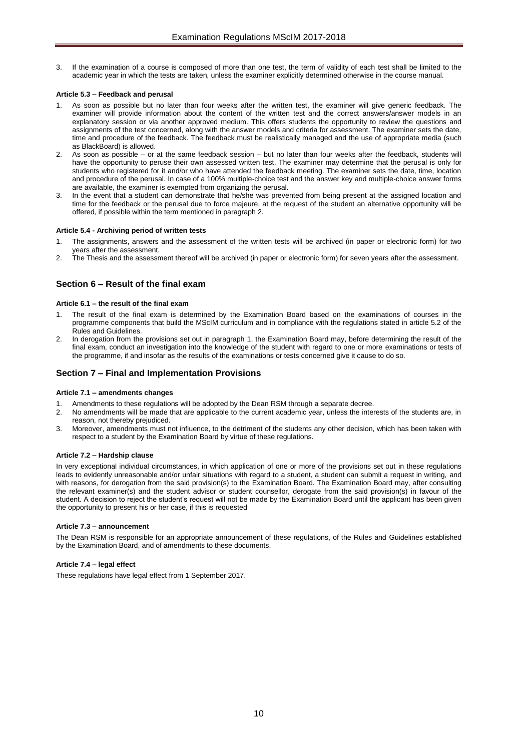3. If the examination of a course is composed of more than one test, the term of validity of each test shall be limited to the academic year in which the tests are taken, unless the examiner explicitly determined otherwise in the course manual.

#### Article 5.3 – Feedback and perusal

1. As soon as possible but no later than four weeks after the written test, the examiner will give generic feedback. The examiner will provide information about the content of the written test and the correct answers/answer models in an explanatory session or via another approved medium. This offers students the opportunity to review the questions and assignments of the test concerned, along with the answer models and criteria for assessment. The examiner sets the date, time and procedure of the feedback. The feedback must be realistically managed and the use of appropriate media (such as BlackBoard) is allowed.
2. As soon as possible – or at the same feedback session – but no later than four weeks after the feedback, students will have the opportunity to peruse their own assessed written test. The examiner may determine that the perusal is only for students who registered for it and/or who have attended the feedback meeting. The examiner sets the date, time, location and procedure of the perusal. In case of a 100% multiple-choice test and the answer key and multiple-choice answer forms are available, the examiner is exempted from organizing the perusal.
3. In the event that a student can demonstrate that he/she was prevented from being present at the assigned location and time for the feedback or the perusal due to force majeure, at the request of the student an alternative opportunity will be offered, if possible within the term mentioned in paragraph 2.

#### Article 5.4 - Archiving period of written tests

1. The assignments, answers and the assessment of the written tests will be archived (in paper or electronic form) for two years after the assessment.
2. The Thesis and the assessment thereof will be archived (in paper or electronic form) for seven years after the assessment.

## Section 6 – Result of the final exam

#### Article 6.1 – the result of the final exam

1. The result of the final exam is determined by the Examination Board based on the examinations of courses in the programme components that build the MScIM curriculum and in compliance with the regulations stated in article 5.2 of the Rules and Guidelines.
2. In derogation from the provisions set out in paragraph 1, the Examination Board may, before determining the result of the final exam, conduct an investigation into the knowledge of the student with regard to one or more examinations or tests of the programme, if and insofar as the results of the examinations or tests concerned give it cause to do so.

## Section 7 – Final and Implementation Provisions

#### Article 7.1 – amendments changes

1. Amendments to these regulations will be adopted by the Dean RSM through a separate decree.
2. No amendments will be made that are applicable to the current academic year, unless the interests of the students are, in reason, not thereby prejudiced.
3. Moreover, amendments must not influence, to the detriment of the students any other decision, which has been taken with respect to a student by the Examination Board by virtue of these regulations.

#### Article 7.2 – Hardship clause

In very exceptional individual circumstances, in which application of one or more of the provisions set out in these regulations leads to evidently unreasonable and/or unfair situations with regard to a student, a student can submit a request in writing, and with reasons, for derogation from the said provision(s) to the Examination Board. The Examination Board may, after consulting the relevant examiner(s) and the student advisor or student counsellor, derogate from the said provision(s) in favour of the student. A decision to reject the student's request will not be made by the Examination Board until the applicant has been given the opportunity to present his or her case, if this is requested

#### Article 7.3 – announcement

The Dean RSM is responsible for an appropriate announcement of these regulations, of the Rules and Guidelines established by the Examination Board, and of amendments to these documents.

#### Article 7.4 – legal effect

These regulations have legal effect from 1 September 2017.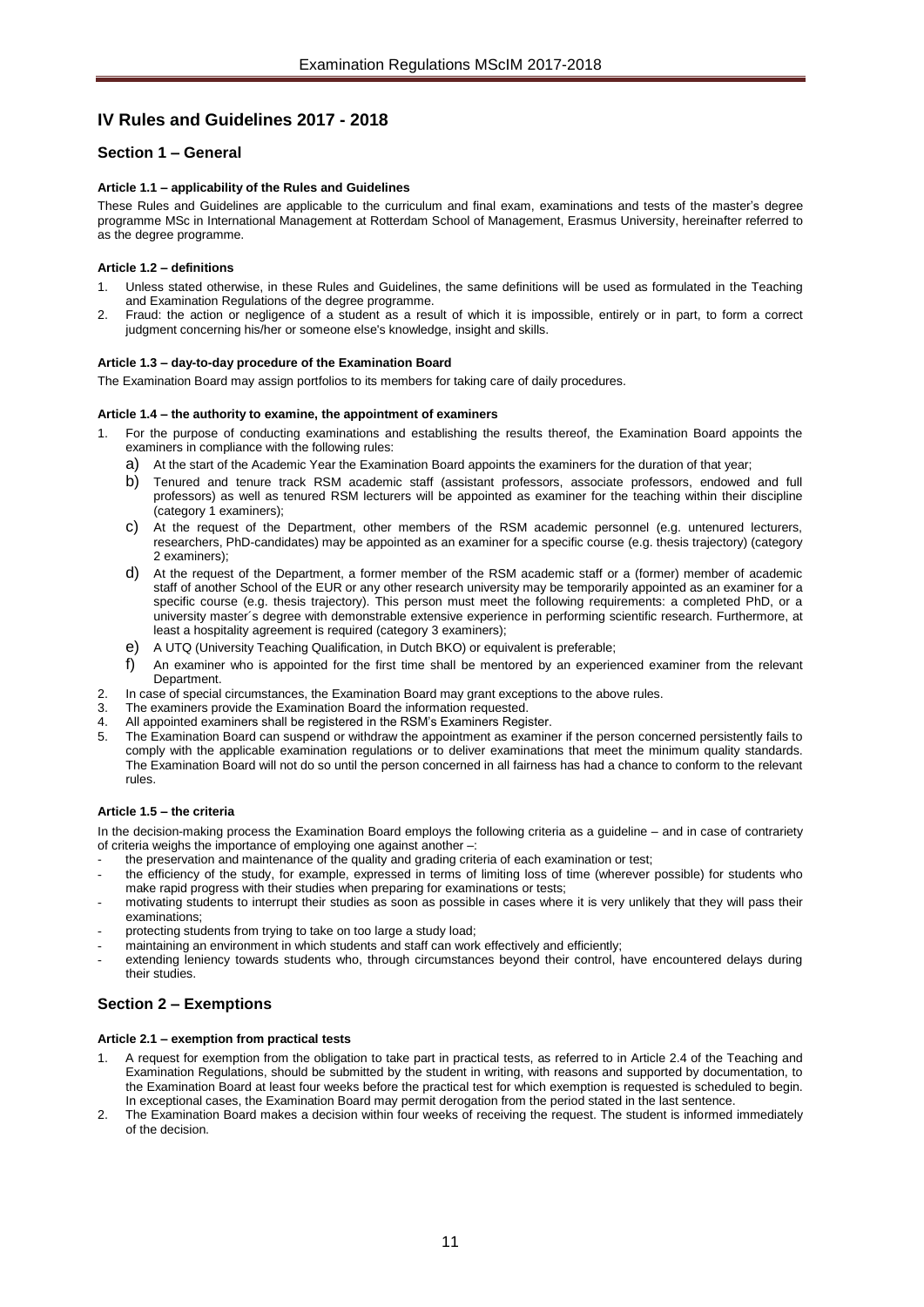# IV Rules and Guidelines 2017 - 2018

## Section 1 – General

#### Article 1.1 – applicability of the Rules and Guidelines

These Rules and Guidelines are applicable to the curriculum and final exam, examinations and tests of the master's degree programme MSc in International Management at Rotterdam School of Management, Erasmus University, hereinafter referred to as the degree programme.

#### Article 1.2 – definitions

1. Unless stated otherwise, in these Rules and Guidelines, the same definitions will be used as formulated in the Teaching and Examination Regulations of the degree programme.
2. Fraud: the action or negligence of a student as a result of which it is impossible, entirely or in part, to form a correct judgment concerning his/her or someone else's knowledge, insight and skills.

#### Article 1.3 – day-to-day procedure of the Examination Board

The Examination Board may assign portfolios to its members for taking care of daily procedures.

#### Article 1.4 – the authority to examine, the appointment of examiners

1. For the purpose of conducting examinations and establishing the results thereof, the Examination Board appoints the examiners in compliance with the following rules:
   a) At the start of the Academic Year the Examination Board appoints the examiners for the duration of that year;
   b) Tenured and tenure track RSM academic staff (assistant professors, associate professors, endowed and full professors) as well as tenured RSM lecturers will be appointed as examiner for the teaching within their discipline (category 1 examiners);
   c) At the request of the Department, other members of the RSM academic personnel (e.g. untenured lecturers, researchers, PhD-candidates) may be appointed as an examiner for a specific course (e.g. thesis trajectory) (category 2 examiners);
   d) At the request of the Department, a former member of the RSM academic staff or a (former) member of academic staff of another School of the EUR or any other research university may be temporarily appointed as an examiner for a specific course (e.g. thesis trajectory). This person must meet the following requirements: a completed PhD, or a university master´s degree with demonstrable extensive experience in performing scientific research. Furthermore, at least a hospitality agreement is required (category 3 examiners);
   e) A UTQ (University Teaching Qualification, in Dutch BKO) or equivalent is preferable;
   f) An examiner who is appointed for the first time shall be mentored by an experienced examiner from the relevant Department.
2. In case of special circumstances, the Examination Board may grant exceptions to the above rules.
3. The examiners provide the Examination Board the information requested.
4. All appointed examiners shall be registered in the RSM's Examiners Register.
5. The Examination Board can suspend or withdraw the appointment as examiner if the person concerned persistently fails to comply with the applicable examination regulations or to deliver examinations that meet the minimum quality standards. The Examination Board will not do so until the person concerned in all fairness has had a chance to conform to the relevant rules.

#### Article 1.5 – the criteria

In the decision-making process the Examination Board employs the following criteria as a guideline – and in case of contrariety of criteria weighs the importance of employing one against another –:

- the preservation and maintenance of the quality and grading criteria of each examination or test;
- the efficiency of the study, for example, expressed in terms of limiting loss of time (wherever possible) for students who make rapid progress with their studies when preparing for examinations or tests;
- motivating students to interrupt their studies as soon as possible in cases where it is very unlikely that they will pass their examinations;
- protecting students from trying to take on too large a study load;
- maintaining an environment in which students and staff can work effectively and efficiently;
- extending leniency towards students who, through circumstances beyond their control, have encountered delays during their studies.

## Section 2 – Exemptions

#### Article 2.1 – exemption from practical tests

1. A request for exemption from the obligation to take part in practical tests, as referred to in Article 2.4 of the Teaching and Examination Regulations, should be submitted by the student in writing, with reasons and supported by documentation, to the Examination Board at least four weeks before the practical test for which exemption is requested is scheduled to begin. In exceptional cases, the Examination Board may permit derogation from the period stated in the last sentence.
2. The Examination Board makes a decision within four weeks of receiving the request. The student is informed immediately of the decision.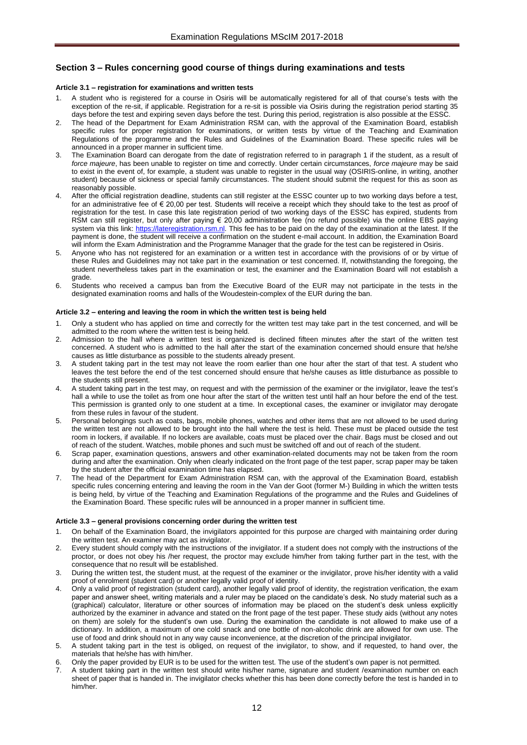## Section 3 – Rules concerning good course of things during examinations and tests

#### Article 3.1 – registration for examinations and written tests

1. A student who is registered for a course in Osiris will be automatically registered for all of that course's tests with the exception of the re-sit, if applicable. Registration for a re-sit is possible via Osiris during the registration period starting 35 days before the test and expiring seven days before the test. During this period, registration is also possible at the ESSC.
2. The head of the Department for Exam Administration RSM can, with the approval of the Examination Board, establish specific rules for proper registration for examinations, or written tests by virtue of the Teaching and Examination Regulations of the programme and the Rules and Guidelines of the Examination Board. These specific rules will be announced in a proper manner in sufficient time.
3. The Examination Board can derogate from the date of registration referred to in paragraph 1 if the student, as a result of *force majeure*, has been unable to register on time and correctly. Under certain circumstances, *force majeure* may be said to exist in the event of, for example, a student was unable to register in the usual way (OSIRIS-online, in writing, another student) because of sickness or special family circumstances. The student should submit the request for this as soon as reasonably possible.
4. After the official registration deadline, students can still register at the ESSC counter up to two working days before a test, for an administrative fee of € 20,00 per test. Students will receive a receipt which they should take to the test as proof of registration for the test. In case this late registration period of two working days of the ESSC has expired, students from RSM can still register, but only after paying € 20,00 administration fee (no refund possible) via the online EBS paying system via this link: https://lateregistration.rsm.nl. This fee has to be paid on the day of the examination at the latest. If the payment is done, the student will receive a confirmation on the student e-mail account. In addition, the Examination Board will inform the Exam Administration and the Programme Manager that the grade for the test can be registered in Osiris.
5. Anyone who has not registered for an examination or a written test in accordance with the provisions of or by virtue of these Rules and Guidelines may not take part in the examination or test concerned. If, notwithstanding the foregoing, the student nevertheless takes part in the examination or test, the examiner and the Examination Board will not establish a grade.
6. Students who received a campus ban from the Executive Board of the EUR may not participate in the tests in the designated examination rooms and halls of the Woudestein-complex of the EUR during the ban.

#### Article 3.2 – entering and leaving the room in which the written test is being held

1. Only a student who has applied on time and correctly for the written test may take part in the test concerned, and will be admitted to the room where the written test is being held.
2. Admission to the hall where a written test is organized is declined fifteen minutes after the start of the written test concerned. A student who is admitted to the hall after the start of the examination concerned should ensure that he/she causes as little disturbance as possible to the students already present.
3. A student taking part in the test may not leave the room earlier than one hour after the start of that test. A student who leaves the test before the end of the test concerned should ensure that he/she causes as little disturbance as possible to the students still present.
4. A student taking part in the test may, on request and with the permission of the examiner or the invigilator, leave the test's hall a while to use the toilet as from one hour after the start of the written test until half an hour before the end of the test. This permission is granted only to one student at a time. In exceptional cases, the examiner or invigilator may derogate from these rules in favour of the student.
5. Personal belongings such as coats, bags, mobile phones, watches and other items that are not allowed to be used during the written test are not allowed to be brought into the hall where the test is held. These must be placed outside the test room in lockers, if available. If no lockers are available, coats must be placed over the chair. Bags must be closed and out of reach of the student. Watches, mobile phones and such must be switched off and out of reach of the student.
6. Scrap paper, examination questions, answers and other examination-related documents may not be taken from the room during and after the examination. Only when clearly indicated on the front page of the test paper, scrap paper may be taken by the student after the official examination time has elapsed.
7. The head of the Department for Exam Administration RSM can, with the approval of the Examination Board, establish specific rules concerning entering and leaving the room in the Van der Goot (former M-) Building in which the written tests is being held, by virtue of the Teaching and Examination Regulations of the programme and the Rules and Guidelines of the Examination Board. These specific rules will be announced in a proper manner in sufficient time.

#### Article 3.3 – general provisions concerning order during the written test

1. On behalf of the Examination Board, the invigilators appointed for this purpose are charged with maintaining order during the written test. An examiner may act as invigilator.
2. Every student should comply with the instructions of the invigilator. If a student does not comply with the instructions of the proctor, or does not obey his /her request, the proctor may exclude him/her from taking further part in the test, with the consequence that no result will be established.
3. During the written test, the student must, at the request of the examiner or the invigilator, prove his/her identity with a valid proof of enrolment (student card) or another legally valid proof of identity.
4. Only a valid proof of registration (student card), another legally valid proof of identity, the registration verification, the exam paper and answer sheet, writing materials and a ruler may be placed on the candidate's desk. No study material such as a (graphical) calculator, literature or other sources of information may be placed on the student's desk unless explicitly authorized by the examiner in advance and stated on the front page of the test paper. These study aids (without any notes on them) are solely for the student's own use. During the examination the candidate is not allowed to make use of a dictionary. In addition, a maximum of one cold snack and one bottle of non-alcoholic drink are allowed for own use. The use of food and drink should not in any way cause inconvenience, at the discretion of the principal invigilator.
5. A student taking part in the test is obliged, on request of the invigilator, to show, and if requested, to hand over, the materials that he/she has with him/her.
6. Only the paper provided by EUR is to be used for the written test. The use of the student's own paper is not permitted.
7. A student taking part in the written test should write his/her name, signature and student /examination number on each sheet of paper that is handed in. The invigilator checks whether this has been done correctly before the test is handed in to him/her.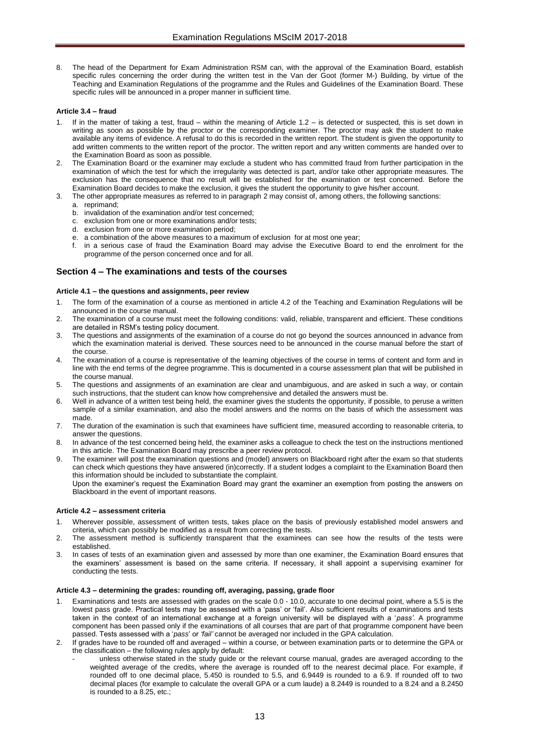8. The head of the Department for Exam Administration RSM can, with the approval of the Examination Board, establish specific rules concerning the order during the written test in the Van der Goot (former M-) Building, by virtue of the Teaching and Examination Regulations of the programme and the Rules and Guidelines of the Examination Board. These specific rules will be announced in a proper manner in sufficient time.

#### Article 3.4 – fraud

1. If in the matter of taking a test, fraud – within the meaning of Article 1.2 – is detected or suspected, this is set down in writing as soon as possible by the proctor or the corresponding examiner. The proctor may ask the student to make available any items of evidence. A refusal to do this is recorded in the written report. The student is given the opportunity to add written comments to the written report of the proctor. The written report and any written comments are handed over to the Examination Board as soon as possible.
2. The Examination Board or the examiner may exclude a student who has committed fraud from further participation in the examination of which the test for which the irregularity was detected is part, and/or take other appropriate measures. The exclusion has the consequence that no result will be established for the examination or test concerned. Before the Examination Board decides to make the exclusion, it gives the student the opportunity to give his/her account.
3. The other appropriate measures as referred to in paragraph 2 may consist of, among others, the following sanctions:
   a. reprimand;
   b. invalidation of the examination and/or test concerned;
   c. exclusion from one or more examinations and/or tests;
   d. exclusion from one or more examination period;
   e. a combination of the above measures to a maximum of exclusion for at most one year;
   f. in a serious case of fraud the Examination Board may advise the Executive Board to end the enrolment for the programme of the person concerned once and for all.

## Section 4 – The examinations and tests of the courses

#### Article 4.1 – the questions and assignments, peer review

1. The form of the examination of a course as mentioned in article 4.2 of the Teaching and Examination Regulations will be announced in the course manual.
2. The examination of a course must meet the following conditions: valid, reliable, transparent and efficient. These conditions are detailed in RSM's testing policy document.
3. The questions and assignments of the examination of a course do not go beyond the sources announced in advance from which the examination material is derived. These sources need to be announced in the course manual before the start of the course.
4. The examination of a course is representative of the learning objectives of the course in terms of content and form and in line with the end terms of the degree programme. This is documented in a course assessment plan that will be published in the course manual.
5. The questions and assignments of an examination are clear and unambiguous, and are asked in such a way, or contain such instructions, that the student can know how comprehensive and detailed the answers must be.
6. Well in advance of a written test being held, the examiner gives the students the opportunity, if possible, to peruse a written sample of a similar examination, and also the model answers and the norms on the basis of which the assessment was made.
7. The duration of the examination is such that examinees have sufficient time, measured according to reasonable criteria, to answer the questions.
8. In advance of the test concerned being held, the examiner asks a colleague to check the test on the instructions mentioned in this article. The Examination Board may prescribe a peer review protocol.
9. The examiner will post the examination questions and (model) answers on Blackboard right after the exam so that students can check which questions they have answered (in)correctly. If a student lodges a complaint to the Examination Board then this information should be included to substantiate the complaint.
   Upon the examiner's request the Examination Board may grant the examiner an exemption from posting the answers on Blackboard in the event of important reasons.

#### Article 4.2 – assessment criteria

1. Wherever possible, assessment of written tests, takes place on the basis of previously established model answers and criteria, which can possibly be modified as a result from correcting the tests.
2. The assessment method is sufficiently transparent that the examinees can see how the results of the tests were established.
3. In cases of tests of an examination given and assessed by more than one examiner, the Examination Board ensures that the examiners' assessment is based on the same criteria. If necessary, it shall appoint a supervising examiner for conducting the tests.

#### Article 4.3 – determining the grades: rounding off, averaging, passing, grade floor

1. Examinations and tests are assessed with grades on the scale 0.0 - 10.0, accurate to one decimal point, where a 5.5 is the lowest pass grade. Practical tests may be assessed with a 'pass' or 'fail'. Also sufficient results of examinations and tests taken in the context of an international exchange at a foreign university will be displayed with a '*pass'*. A programme component has been passed only if the examinations of all courses that are part of that programme component have been passed. Tests assessed with a '*pass*' or *'fail'* cannot be averaged nor included in the GPA calculation.
2. If grades have to be rounded off and averaged – within a course, or between examination parts or to determine the GPA or the classification – the following rules apply by default:
   - unless otherwise stated in the study guide or the relevant course manual, grades are averaged according to the weighted average of the credits, where the average is rounded off to the nearest decimal place. For example, if rounded off to one decimal place, 5.450 is rounded to 5.5, and 6.9449 is rounded to a 6.9. If rounded off to two decimal places (for example to calculate the overall GPA or a cum laude) a 8.2449 is rounded to a 8.24 and a 8.2450 is rounded to a 8.25, etc.;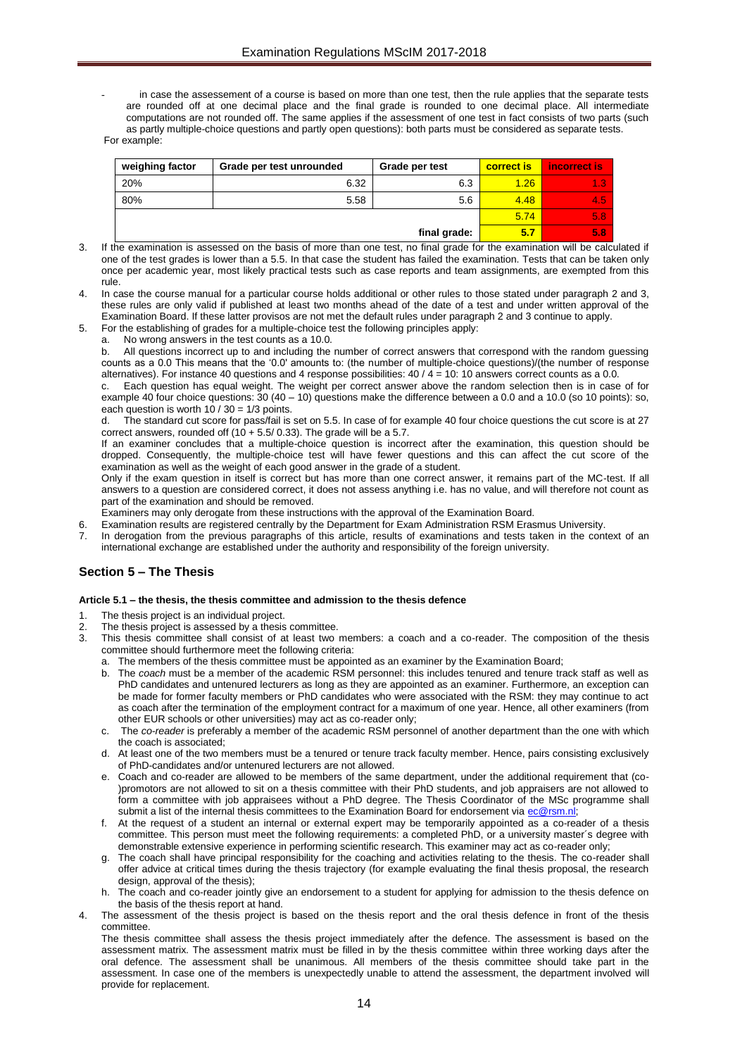- in case the assessement of a course is based on more than one test, then the rule applies that the separate tests are rounded off at one decimal place and the final grade is rounded to one decimal place. All intermediate computations are not rounded off. The same applies if the assessment of one test in fact consists of two parts (such as partly multiple-choice questions and partly open questions): both parts must be considered as separate tests.

For example:

| weighing factor | Grade per test unrounded | Grade per test | correct is | incorrect is |
|---|---|---|---|---|
| 20% | 6.32 | 6.3 | 1.26 | 1.3 |
| 80% | 5.58 | 5.6 | 4.48 | 4.5 |
| | | | 5.74 | 5.8 |
| | | final grade: | 5.7 | 5.8 |

3. If the examination is assessed on the basis of more than one test, no final grade for the examination will be calculated if one of the test grades is lower than a 5.5. In that case the student has failed the examination. Tests that can be taken only once per academic year, most likely practical tests such as case reports and team assignments, are exempted from this rule.
4. In case the course manual for a particular course holds additional or other rules to those stated under paragraph 2 and 3, these rules are only valid if published at least two months ahead of the date of a test and under written approval of the Examination Board. If these latter provisos are not met the default rules under paragraph 2 and 3 continue to apply.
5. For the establishing of grades for a multiple-choice test the following principles apply:
   a. No wrong answers in the test counts as a 10.0.
   b. All questions incorrect up to and including the number of correct answers that correspond with the random guessing counts as a 0.0 This means that the '0.0' amounts to: (the number of multiple-choice questions)/(the number of response alternatives). For instance 40 questions and 4 response possibilities: 40 / 4 = 10: 10 answers correct counts as a 0.0.
   c. Each question has equal weight. The weight per correct answer above the random selection then is in case of for example 40 four choice questions: 30 (40 – 10) questions make the difference between a 0.0 and a 10.0 (so 10 points): so, each question is worth 10 / 30 = 1/3 points.
   d. The standard cut score for pass/fail is set on 5.5. In case of for example 40 four choice questions the cut score is at 27 correct answers, rounded off (10 + 5.5/ 0.33). The grade will be a 5.7.

   If an examiner concludes that a multiple-choice question is incorrect after the examination, this question should be dropped. Consequently, the multiple-choice test will have fewer questions and this can affect the cut score of the examination as well as the weight of each good answer in the grade of a student.

   Only if the exam question in itself is correct but has more than one correct answer, it remains part of the MC-test. If all answers to a question are considered correct, it does not assess anything i.e. has no value, and will therefore not count as part of the examination and should be removed.

   Examiners may only derogate from these instructions with the approval of the Examination Board.
6. Examination results are registered centrally by the Department for Exam Administration RSM Erasmus University.
7. In derogation from the previous paragraphs of this article, results of examinations and tests taken in the context of an international exchange are established under the authority and responsibility of the foreign university.

## Section 5 – The Thesis

#### Article 5.1 – the thesis, the thesis committee and admission to the thesis defence

1. The thesis project is an individual project.
2. The thesis project is assessed by a thesis committee.
3. This thesis committee shall consist of at least two members: a coach and a co-reader. The composition of the thesis committee should furthermore meet the following criteria:
   a. The members of the thesis committee must be appointed as an examiner by the Examination Board;
   b. The *coach* must be a member of the academic RSM personnel: this includes tenured and tenure track staff as well as PhD candidates and untenured lecturers as long as they are appointed as an examiner. Furthermore, an exception can be made for former faculty members or PhD candidates who were associated with the RSM: they may continue to act as coach after the termination of the employment contract for a maximum of one year. Hence, all other examiners (from other EUR schools or other universities) may act as co-reader only;
   c. The *co-reader* is preferably a member of the academic RSM personnel of another department than the one with which the coach is associated;
   d. At least one of the two members must be a tenured or tenure track faculty member. Hence, pairs consisting exclusively of PhD-candidates and/or untenured lecturers are not allowed.
   e. Coach and co-reader are allowed to be members of the same department, under the additional requirement that (co-)promotors are not allowed to sit on a thesis committee with their PhD students, and job appraisers are not allowed to form a committee with job appraisees without a PhD degree. The Thesis Coordinator of the MSc programme shall submit a list of the internal thesis committees to the Examination Board for endorsement via ec@rsm.nl;
   f. At the request of a student an internal or external expert may be temporarily appointed as a co-reader of a thesis committee. This person must meet the following requirements: a completed PhD, or a university master´s degree with demonstrable extensive experience in performing scientific research. This examiner may act as co-reader only;
   g. The coach shall have principal responsibility for the coaching and activities relating to the thesis. The co-reader shall offer advice at critical times during the thesis trajectory (for example evaluating the final thesis proposal, the research design, approval of the thesis);
   h. The coach and co-reader jointly give an endorsement to a student for applying for admission to the thesis defence on the basis of the thesis report at hand.
4. The assessment of the thesis project is based on the thesis report and the oral thesis defence in front of the thesis committee.

   The thesis committee shall assess the thesis project immediately after the defence. The assessment is based on the assessment matrix. The assessment matrix must be filled in by the thesis committee within three working days after the oral defence. The assessment shall be unanimous. All members of the thesis committee should take part in the assessment. In case one of the members is unexpectedly unable to attend the assessment, the department involved will provide for replacement.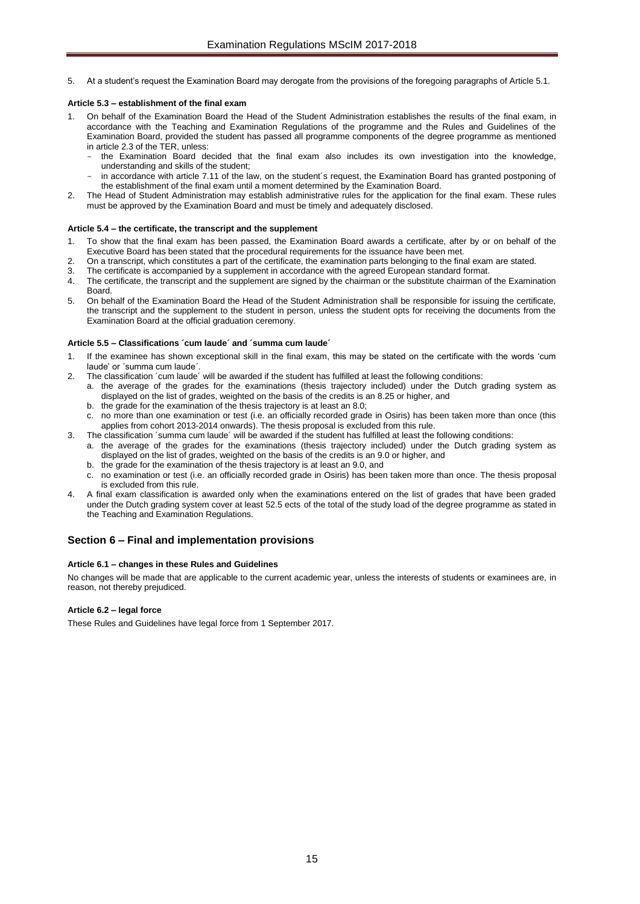5. At a student's request the Examination Board may derogate from the provisions of the foregoing paragraphs of Article 5.1.

#### Article 5.3 – establishment of the final exam

1. On behalf of the Examination Board the Head of the Student Administration establishes the results of the final exam, in accordance with the Teaching and Examination Regulations of the programme and the Rules and Guidelines of the Examination Board, provided the student has passed all programme components of the degree programme as mentioned in article 2.3 of the TER, unless:
   - the Examination Board decided that the final exam also includes its own investigation into the knowledge, understanding and skills of the student;
   - in accordance with article 7.11 of the law, on the student´s request, the Examination Board has granted postponing of the establishment of the final exam until a moment determined by the Examination Board.
2. The Head of Student Administration may establish administrative rules for the application for the final exam. These rules must be approved by the Examination Board and must be timely and adequately disclosed.

#### Article 5.4 – the certificate, the transcript and the supplement

1. To show that the final exam has been passed, the Examination Board awards a certificate, after by or on behalf of the Executive Board has been stated that the procedural requirements for the issuance have been met.
2. On a transcript, which constitutes a part of the certificate, the examination parts belonging to the final exam are stated.
3. The certificate is accompanied by a supplement in accordance with the agreed European standard format.
4. The certificate, the transcript and the supplement are signed by the chairman or the substitute chairman of the Examination Board.
5. On behalf of the Examination Board the Head of the Student Administration shall be responsible for issuing the certificate, the transcript and the supplement to the student in person, unless the student opts for receiving the documents from the Examination Board at the official graduation ceremony.

#### Article 5.5 – Classifications ´cum laude´ and ´summa cum laude´

1. If the examinee has shown exceptional skill in the final exam, this may be stated on the certificate with the words 'cum laude' or ´summa cum laude´.
2. The classification ´cum laude´ will be awarded if the student has fulfilled at least the following conditions:
   a. the average of the grades for the examinations (thesis trajectory included) under the Dutch grading system as displayed on the list of grades, weighted on the basis of the credits is an 8.25 or higher, and
   b. the grade for the examination of the thesis trajectory is at least an 8.0;
   c. no more than one examination or test (i.e. an officially recorded grade in Osiris) has been taken more than once (this applies from cohort 2013-2014 onwards). The thesis proposal is excluded from this rule.
3. The classification ´summa cum laude´ will be awarded if the student has fulfilled at least the following conditions:
   a. the average of the grades for the examinations (thesis trajectory included) under the Dutch grading system as displayed on the list of grades, weighted on the basis of the credits is an 9.0 or higher, and
   b. the grade for the examination of the thesis trajectory is at least an 9.0, and
   c. no examination or test (i.e. an officially recorded grade in Osiris) has been taken more than once. The thesis proposal is excluded from this rule.
4. A final exam classification is awarded only when the examinations entered on the list of grades that have been graded under the Dutch grading system cover at least 52.5 ects of the total of the study load of the degree programme as stated in the Teaching and Examination Regulations.

## Section 6 – Final and implementation provisions

#### Article 6.1 – changes in these Rules and Guidelines

No changes will be made that are applicable to the current academic year, unless the interests of students or examinees are, in reason, not thereby prejudiced.

#### Article 6.2 – legal force

These Rules and Guidelines have legal force from 1 September 2017.